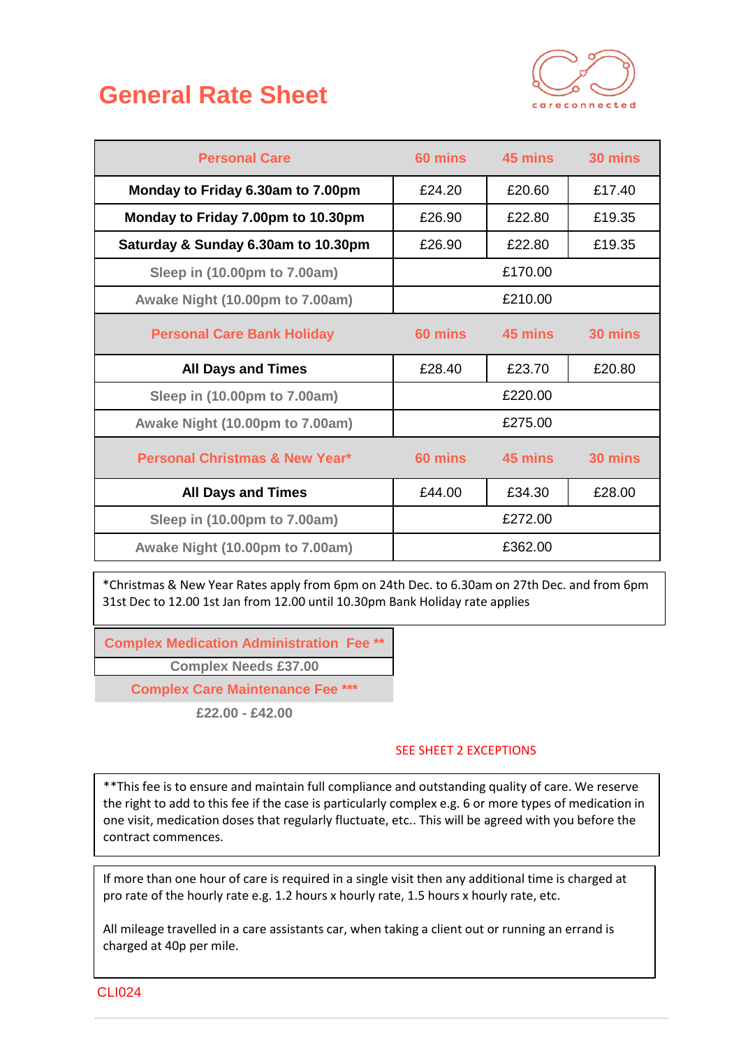# General Rate Sheet

careconnected

| Personal Care | 60 mins | 45 mins | 30 mins |
|---|---|---|---|
| **Monday to Friday 6.30am to 7.00pm** | £24.20 | £20.60 | £17.40 |
| **Monday to Friday 7.00pm to 10.30pm** | £26.90 | £22.80 | £19.35 |
| **Saturday & Sunday 6.30am to 10.30pm** | £26.90 | £22.80 | £19.35 |
| Sleep in (10.00pm to 7.00am) | £170.00 | | |
| Awake Night (10.00pm to 7.00am) | £210.00 | | |
| **Personal Care Bank Holiday** | **60 mins** | **45 mins** | **30 mins** |
| **All Days and Times** | £28.40 | £23.70 | £20.80 |
| Sleep in (10.00pm to 7.00am) | £220.00 | | |
| Awake Night (10.00pm to 7.00am) | £275.00 | | |
| **Personal Christmas & New Year*** | **60 mins** | **45 mins** | **30 mins** |
| **All Days and Times** | £44.00 | £34.30 | £28.00 |
| Sleep in (10.00pm to 7.00am) | £272.00 | | |
| Awake Night (10.00pm to 7.00am) | £362.00 | | |

*Christmas & New Year Rates apply from 6pm on 24th Dec. to 6.30am on 27th Dec. and from 6pm 31st Dec to 12.00 1st Jan from 12.00 until 10.30pm Bank Holiday rate applies

| Complex Medication Administration Fee ** |
|---|
| Complex Needs £37.00 |
| **Complex Care Maintenance Fee *** ** |
| £22.00 - £42.00 |

SEE SHEET 2 EXCEPTIONS

**This fee is to ensure and maintain full compliance and outstanding quality of care. We reserve the right to add to this fee if the case is particularly complex e.g. 6 or more types of medication in one visit, medication doses that regularly fluctuate, etc.. This will be agreed with you before the contract commences.

If more than one hour of care is required in a single visit then any additional time is charged at pro rate of the hourly rate e.g. 1.2 hours x hourly rate, 1.5 hours x hourly rate, etc.

All mileage travelled in a care assistants car, when taking a client out or running an errand is charged at 40p per mile.

CLI024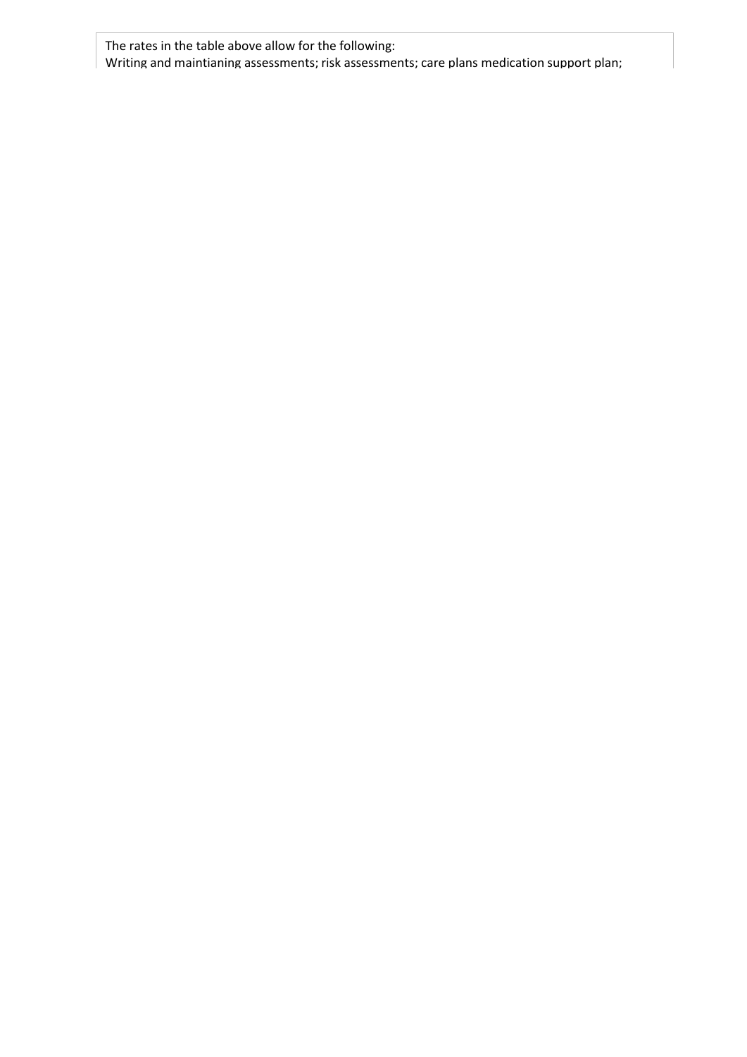The rates in the table above allow for the following:
Writing and maintianing assessments; risk assessments; care plans medication support plan;